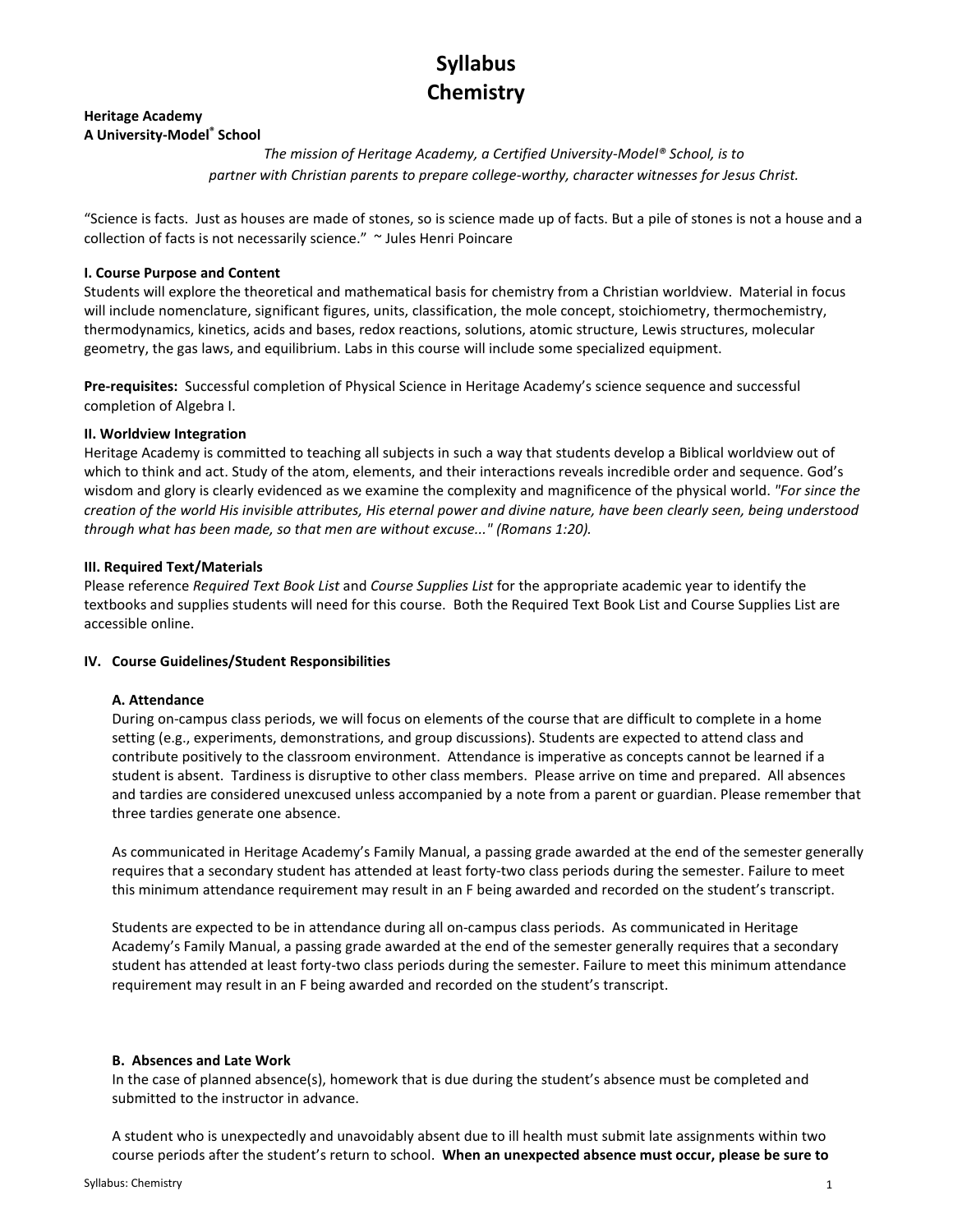# Syllabus
# Chemistry

**Heritage Academy**
**A University-Model® School**

*The mission of Heritage Academy, a Certified University-Model® School, is to partner with Christian parents to prepare college-worthy, character witnesses for Jesus Christ.*

"Science is facts. Just as houses are made of stones, so is science made up of facts. But a pile of stones is not a house and a collection of facts is not necessarily science." ~ Jules Henri Poincare

### I. Course Purpose and Content

Students will explore the theoretical and mathematical basis for chemistry from a Christian worldview. Material in focus will include nomenclature, significant figures, units, classification, the mole concept, stoichiometry, thermochemistry, thermodynamics, kinetics, acids and bases, redox reactions, solutions, atomic structure, Lewis structures, molecular geometry, the gas laws, and equilibrium. Labs in this course will include some specialized equipment.

**Pre-requisites:** Successful completion of Physical Science in Heritage Academy's science sequence and successful completion of Algebra I.

### II. Worldview Integration

Heritage Academy is committed to teaching all subjects in such a way that students develop a Biblical worldview out of which to think and act. Study of the atom, elements, and their interactions reveals incredible order and sequence. God's wisdom and glory is clearly evidenced as we examine the complexity and magnificence of the physical world. *"For since the creation of the world His invisible attributes, His eternal power and divine nature, have been clearly seen, being understood through what has been made, so that men are without excuse..." (Romans 1:20).*

### III. Required Text/Materials

Please reference *Required Text Book List* and *Course Supplies List* for the appropriate academic year to identify the textbooks and supplies students will need for this course. Both the Required Text Book List and Course Supplies List are accessible online.

### IV. Course Guidelines/Student Responsibilities

#### A. Attendance

During on-campus class periods, we will focus on elements of the course that are difficult to complete in a home setting (e.g., experiments, demonstrations, and group discussions). Students are expected to attend class and contribute positively to the classroom environment. Attendance is imperative as concepts cannot be learned if a student is absent. Tardiness is disruptive to other class members. Please arrive on time and prepared. All absences and tardies are considered unexcused unless accompanied by a note from a parent or guardian. Please remember that three tardies generate one absence.

As communicated in Heritage Academy's Family Manual, a passing grade awarded at the end of the semester generally requires that a secondary student has attended at least forty-two class periods during the semester. Failure to meet this minimum attendance requirement may result in an F being awarded and recorded on the student's transcript.

Students are expected to be in attendance during all on-campus class periods. As communicated in Heritage Academy's Family Manual, a passing grade awarded at the end of the semester generally requires that a secondary student has attended at least forty-two class periods during the semester. Failure to meet this minimum attendance requirement may result in an F being awarded and recorded on the student's transcript.

#### B. Absences and Late Work

In the case of planned absence(s), homework that is due during the student's absence must be completed and submitted to the instructor in advance.

A student who is unexpectedly and unavoidably absent due to ill health must submit late assignments within two course periods after the student's return to school. **When an unexpected absence must occur, please be sure to**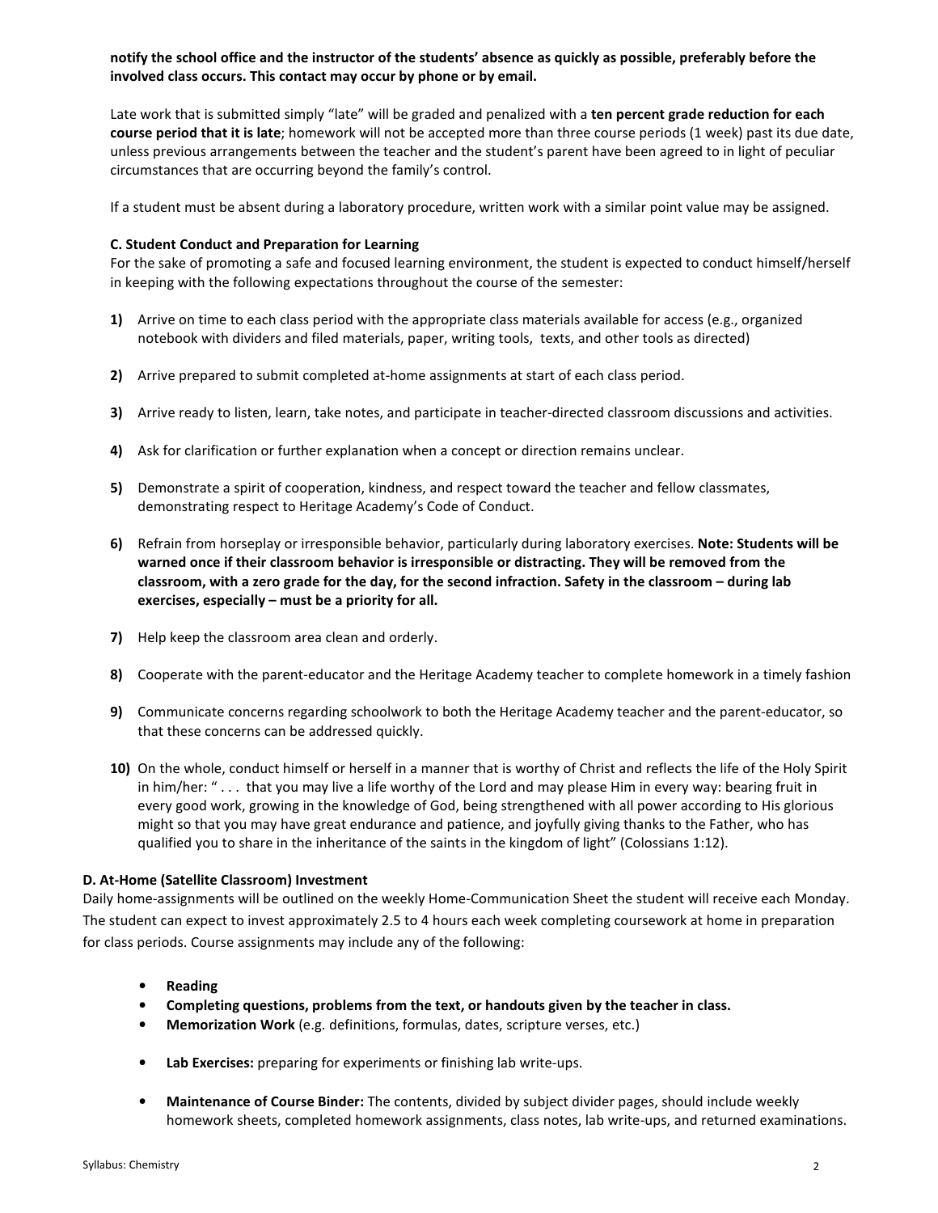**notify the school office and the instructor of the students' absence as quickly as possible, preferably before the involved class occurs. This contact may occur by phone or by email.**

Late work that is submitted simply "late" will be graded and penalized with a **ten percent grade reduction for each course period that it is late**; homework will not be accepted more than three course periods (1 week) past its due date, unless previous arrangements between the teacher and the student's parent have been agreed to in light of peculiar circumstances that are occurring beyond the family's control.

If a student must be absent during a laboratory procedure, written work with a similar point value may be assigned.

### C. Student Conduct and Preparation for Learning

For the sake of promoting a safe and focused learning environment, the student is expected to conduct himself/herself in keeping with the following expectations throughout the course of the semester:

1) Arrive on time to each class period with the appropriate class materials available for access (e.g., organized notebook with dividers and filed materials, paper, writing tools, texts, and other tools as directed)

2) Arrive prepared to submit completed at-home assignments at start of each class period.

3) Arrive ready to listen, learn, take notes, and participate in teacher-directed classroom discussions and activities.

4) Ask for clarification or further explanation when a concept or direction remains unclear.

5) Demonstrate a spirit of cooperation, kindness, and respect toward the teacher and fellow classmates, demonstrating respect to Heritage Academy's Code of Conduct.

6) Refrain from horseplay or irresponsible behavior, particularly during laboratory exercises. **Note: Students will be warned once if their classroom behavior is irresponsible or distracting. They will be removed from the classroom, with a zero grade for the day, for the second infraction. Safety in the classroom – during lab exercises, especially – must be a priority for all.**

7) Help keep the classroom area clean and orderly.

8) Cooperate with the parent-educator and the Heritage Academy teacher to complete homework in a timely fashion

9) Communicate concerns regarding schoolwork to both the Heritage Academy teacher and the parent-educator, so that these concerns can be addressed quickly.

10) On the whole, conduct himself or herself in a manner that is worthy of Christ and reflects the life of the Holy Spirit in him/her: " . . . that you may live a life worthy of the Lord and may please Him in every way: bearing fruit in every good work, growing in the knowledge of God, being strengthened with all power according to His glorious might so that you may have great endurance and patience, and joyfully giving thanks to the Father, who has qualified you to share in the inheritance of the saints in the kingdom of light" (Colossians 1:12).

### D. At-Home (Satellite Classroom) Investment

Daily home-assignments will be outlined on the weekly Home-Communication Sheet the student will receive each Monday. The student can expect to invest approximately 2.5 to 4 hours each week completing coursework at home in preparation for class periods. Course assignments may include any of the following:

- **Reading**
- **Completing questions, problems from the text, or handouts given by the teacher in class.**
- **Memorization Work** (e.g. definitions, formulas, dates, scripture verses, etc.)
- **Lab Exercises:** preparing for experiments or finishing lab write-ups.
- **Maintenance of Course Binder:** The contents, divided by subject divider pages, should include weekly homework sheets, completed homework assignments, class notes, lab write-ups, and returned examinations.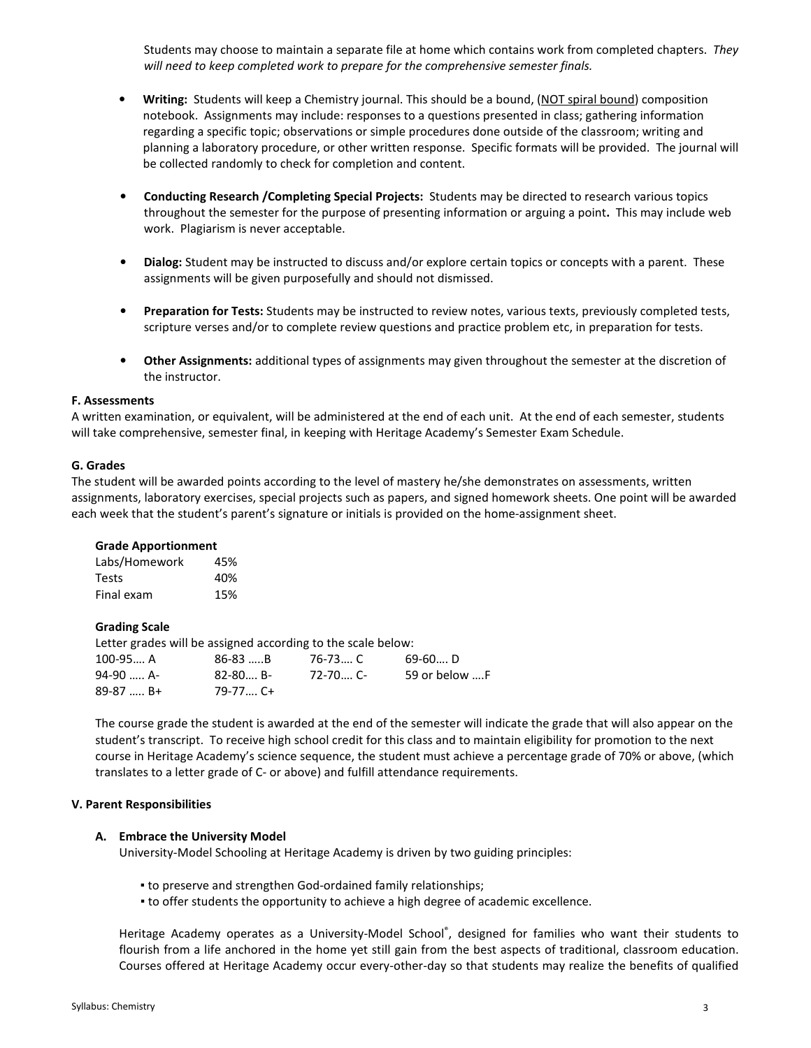Students may choose to maintain a separate file at home which contains work from completed chapters. *They will need to keep completed work to prepare for the comprehensive semester finals.*

- **Writing:** Students will keep a Chemistry journal. This should be a bound, (NOT spiral bound) composition notebook. Assignments may include: responses to a questions presented in class; gathering information regarding a specific topic; observations or simple procedures done outside of the classroom; writing and planning a laboratory procedure, or other written response. Specific formats will be provided. The journal will be collected randomly to check for completion and content.

- **Conducting Research /Completing Special Projects:** Students may be directed to research various topics throughout the semester for the purpose of presenting information or arguing a point**.** This may include web work. Plagiarism is never acceptable.

- **Dialog:** Student may be instructed to discuss and/or explore certain topics or concepts with a parent. These assignments will be given purposefully and should not dismissed.

- **Preparation for Tests:** Students may be instructed to review notes, various texts, previously completed tests, scripture verses and/or to complete review questions and practice problem etc, in preparation for tests.

- **Other Assignments:** additional types of assignments may given throughout the semester at the discretion of the instructor.

**F. Assessments**

A written examination, or equivalent, will be administered at the end of each unit. At the end of each semester, students will take comprehensive, semester final, in keeping with Heritage Academy's Semester Exam Schedule.

**G. Grades**

The student will be awarded points according to the level of mastery he/she demonstrates on assessments, written assignments, laboratory exercises, special projects such as papers, and signed homework sheets. One point will be awarded each week that the student's parent's signature or initials is provided on the home-assignment sheet.

**Grade Apportionment**

| | |
|---|---|
| Labs/Homework | 45% |
| Tests | 40% |
| Final exam | 15% |

**Grading Scale**

Letter grades will be assigned according to the scale below:

| | | | |
|---|---|---|---|
| 100-95…. A | 86-83 …..B | 76-73…. C | 69-60…. D |
| 94-90 ….. A- | 82-80…. B- | 72-70…. C- | 59 or below ….F |
| 89-87 ….. B+ | 79-77…. C+ | | |

The course grade the student is awarded at the end of the semester will indicate the grade that will also appear on the student's transcript. To receive high school credit for this class and to maintain eligibility for promotion to the next course in Heritage Academy's science sequence, the student must achieve a percentage grade of 70% or above, (which translates to a letter grade of C- or above) and fulfill attendance requirements.

**V. Parent Responsibilities**

**A. Embrace the University Model**

University-Model Schooling at Heritage Academy is driven by two guiding principles:

- to preserve and strengthen God-ordained family relationships;
- to offer students the opportunity to achieve a high degree of academic excellence.

Heritage Academy operates as a University-Model School®, designed for families who want their students to flourish from a life anchored in the home yet still gain from the best aspects of traditional, classroom education. Courses offered at Heritage Academy occur every-other-day so that students may realize the benefits of qualified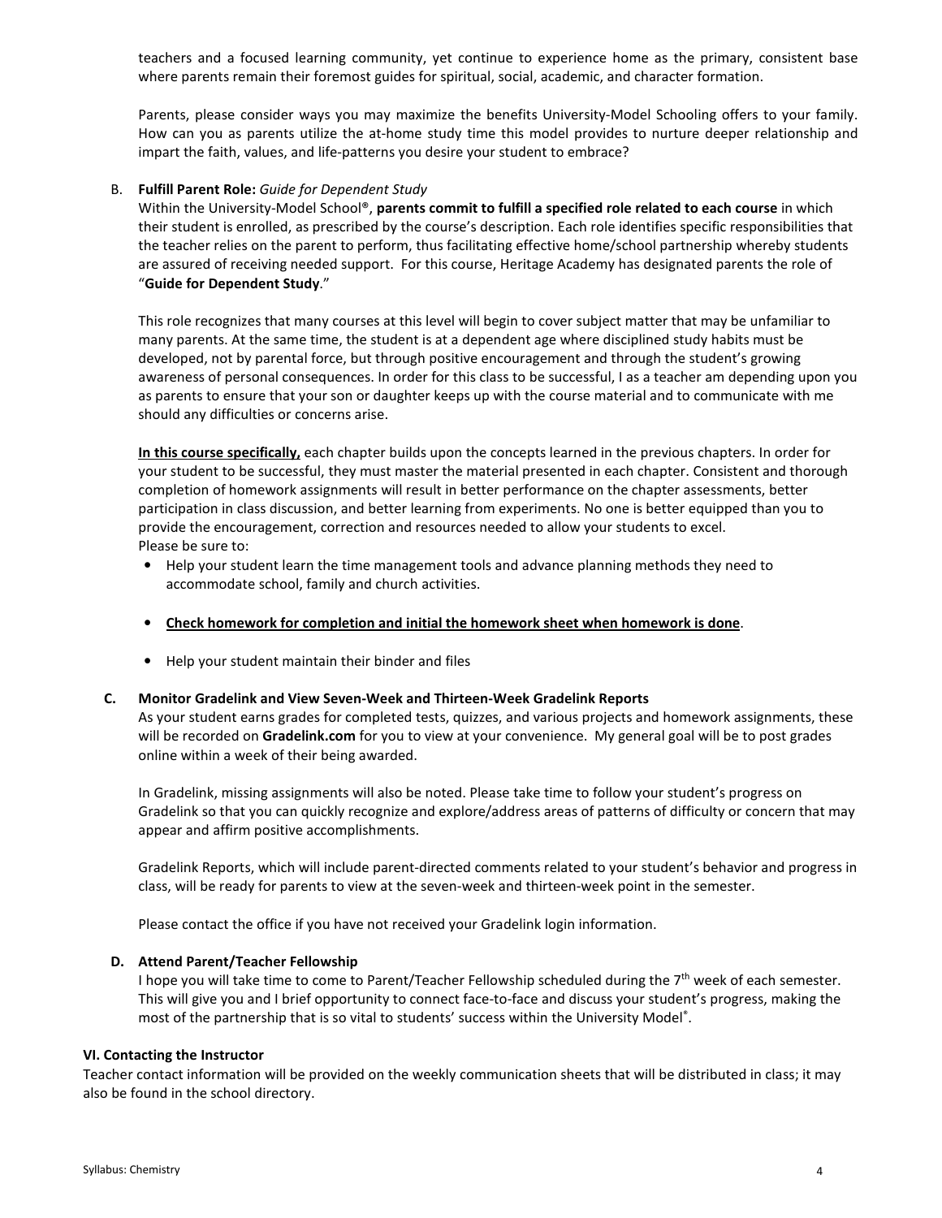teachers and a focused learning community, yet continue to experience home as the primary, consistent base where parents remain their foremost guides for spiritual, social, academic, and character formation.

Parents, please consider ways you may maximize the benefits University-Model Schooling offers to your family. How can you as parents utilize the at-home study time this model provides to nurture deeper relationship and impart the faith, values, and life-patterns you desire your student to embrace?

B. **Fulfill Parent Role:** *Guide for Dependent Study*

Within the University-Model School®, **parents commit to fulfill a specified role related to each course** in which their student is enrolled, as prescribed by the course's description. Each role identifies specific responsibilities that the teacher relies on the parent to perform, thus facilitating effective home/school partnership whereby students are assured of receiving needed support. For this course, Heritage Academy has designated parents the role of "**Guide for Dependent Study**."

This role recognizes that many courses at this level will begin to cover subject matter that may be unfamiliar to many parents. At the same time, the student is at a dependent age where disciplined study habits must be developed, not by parental force, but through positive encouragement and through the student's growing awareness of personal consequences. In order for this class to be successful, I as a teacher am depending upon you as parents to ensure that your son or daughter keeps up with the course material and to communicate with me should any difficulties or concerns arise.

**In this course specifically,** each chapter builds upon the concepts learned in the previous chapters. In order for your student to be successful, they must master the material presented in each chapter. Consistent and thorough completion of homework assignments will result in better performance on the chapter assessments, better participation in class discussion, and better learning from experiments. No one is better equipped than you to provide the encouragement, correction and resources needed to allow your students to excel.
Please be sure to:

- Help your student learn the time management tools and advance planning methods they need to accommodate school, family and church activities.
- **Check homework for completion and initial the homework sheet when homework is done**.
- Help your student maintain their binder and files

C. **Monitor Gradelink and View Seven-Week and Thirteen-Week Gradelink Reports**

As your student earns grades for completed tests, quizzes, and various projects and homework assignments, these will be recorded on **Gradelink.com** for you to view at your convenience. My general goal will be to post grades online within a week of their being awarded.

In Gradelink, missing assignments will also be noted. Please take time to follow your student's progress on Gradelink so that you can quickly recognize and explore/address areas of patterns of difficulty or concern that may appear and affirm positive accomplishments.

Gradelink Reports, which will include parent-directed comments related to your student's behavior and progress in class, will be ready for parents to view at the seven-week and thirteen-week point in the semester.

Please contact the office if you have not received your Gradelink login information.

D. **Attend Parent/Teacher Fellowship**

I hope you will take time to come to Parent/Teacher Fellowship scheduled during the 7th week of each semester. This will give you and I brief opportunity to connect face-to-face and discuss your student's progress, making the most of the partnership that is so vital to students' success within the University Model®.

**VI. Contacting the Instructor**

Teacher contact information will be provided on the weekly communication sheets that will be distributed in class; it may also be found in the school directory.